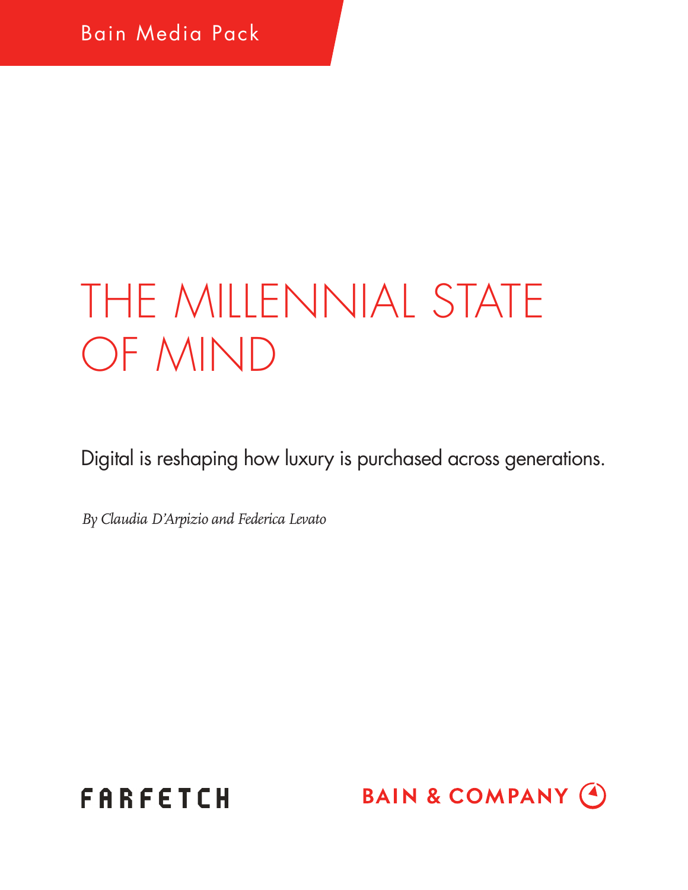Bain Media Pack

# THE MILLENNIAL STATE OF MIND

Digital is reshaping how luxury is purchased across generations.

*By Claudia D'Arpizio and Federica Levato*

FARFETCH

BAIN & COMPANY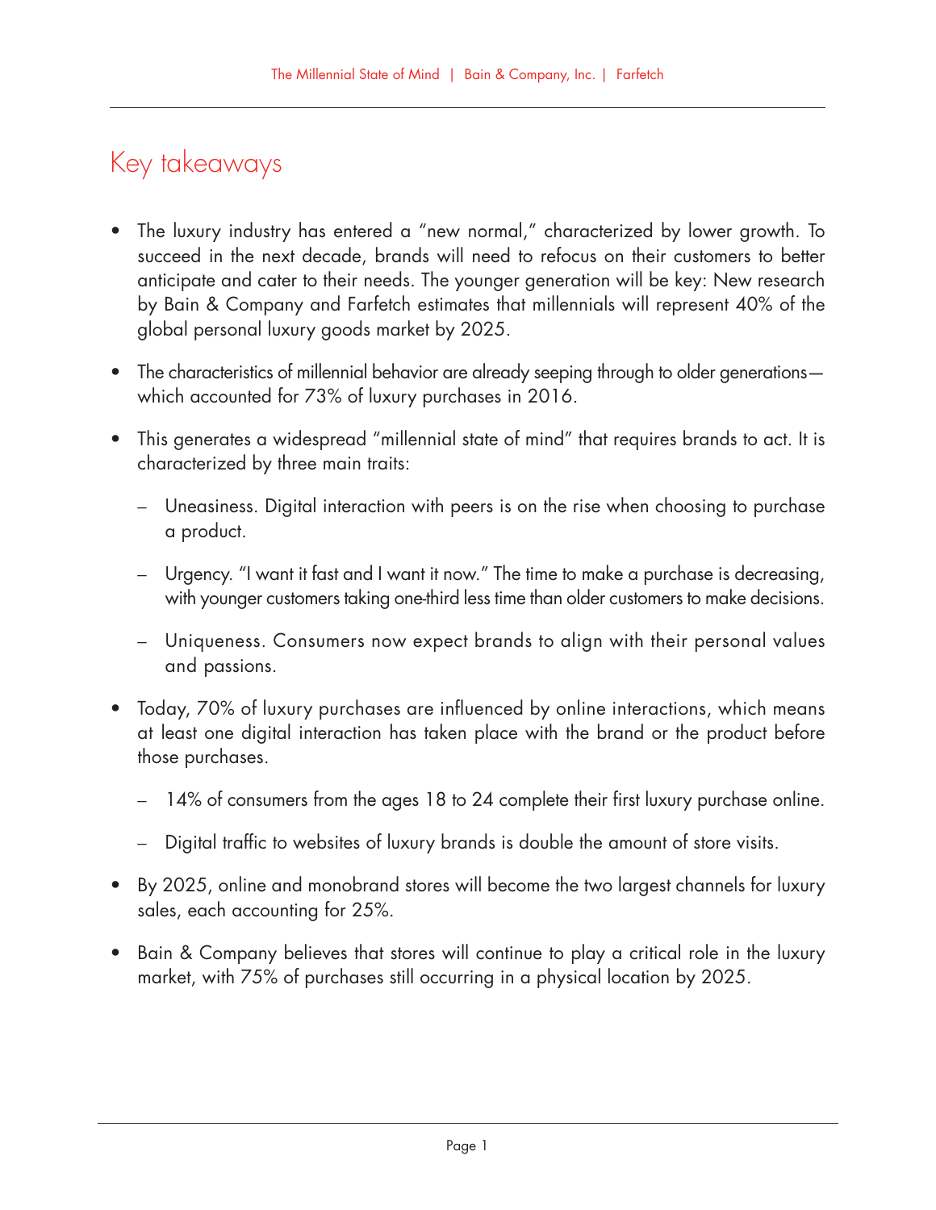## Key takeaways

- The luxury industry has entered a "new normal," characterized by lower growth. To succeed in the next decade, brands will need to refocus on their customers to better anticipate and cater to their needs. The younger generation will be key: New research by Bain & Company and Farfetch estimates that millennials will represent 40% of the global personal luxury goods market by 2025.
- The characteristics of millennial behavior are already seeping through to older generations—which accounted for 73% of luxury purchases in 2016.
- This generates a widespread "millennial state of mind" that requires brands to act. It is characterized by three main traits:
  - Uneasiness. Digital interaction with peers is on the rise when choosing to purchase a product.
  - Urgency. "I want it fast and I want it now." The time to make a purchase is decreasing, with younger customers taking one-third less time than older customers to make decisions.
  - Uniqueness. Consumers now expect brands to align with their personal values and passions.
- Today, 70% of luxury purchases are influenced by online interactions, which means at least one digital interaction has taken place with the brand or the product before those purchases.
  - 14% of consumers from the ages 18 to 24 complete their first luxury purchase online.
  - Digital traffic to websites of luxury brands is double the amount of store visits.
- By 2025, online and monobrand stores will become the two largest channels for luxury sales, each accounting for 25%.
- Bain & Company believes that stores will continue to play a critical role in the luxury market, with 75% of purchases still occurring in a physical location by 2025.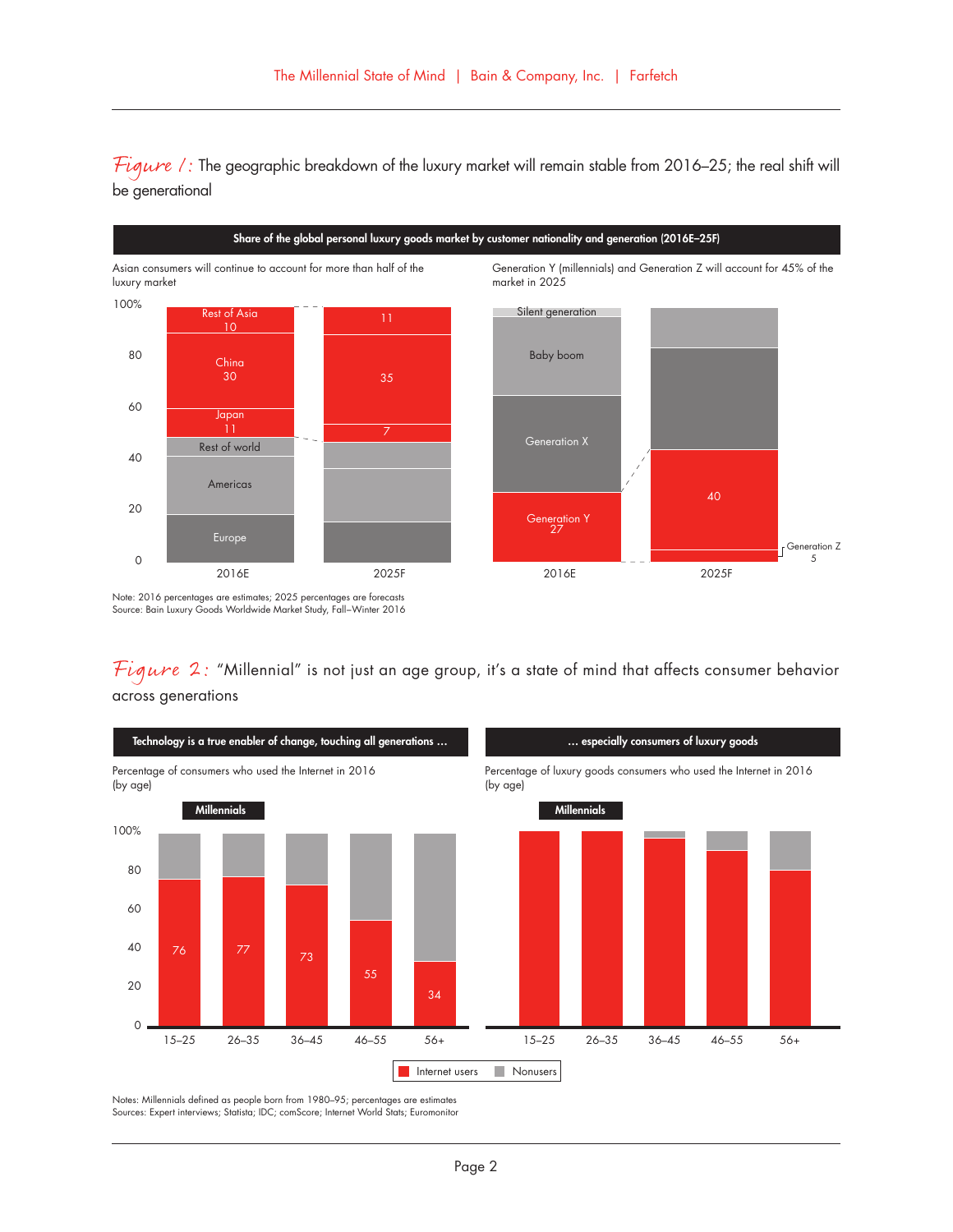*Figure 1:* The geographic breakdown of the luxury market will remain stable from 2016–25; the real shift will be generational

**Share of the global personal luxury goods market by customer nationality and generation (2016E–25F)**

Asian consumers will continue to account for more than half of the luxury market

| | 2016E | 2025F |
|---|---|---|
| Rest of Asia | 10 | 11 |
| China | 30 | 35 |
| Japan | 11 | 7 |
| Rest of world | | |
| Americas | | |
| Europe | | |

Generation Y (millennials) and Generation Z will account for 45% of the market in 2025

| | 2016E | 2025F |
|---|---|---|
| Silent generation | | |
| Baby boom | | |
| Generation X | | |
| Generation Y | 27 | 40 |
| Generation Z | | 5 |

Note: 2016 percentages are estimates; 2025 percentages are forecasts
Source: Bain Luxury Goods Worldwide Market Study, Fall–Winter 2016

*Figure 2:* "Millennial" is not just an age group, it's a state of mind that affects consumer behavior across generations

**Technology is a true enabler of change, touching all generations ...**

Percentage of consumers who used the Internet in 2016 (by age)

| Age | 15–25 (Millennials) | 26–35 (Millennials) | 36–45 | 46–55 | 56+ |
|---|---|---|---|---|---|
| Internet users | 76 | 77 | 73 | 55 | 34 |

**... especially consumers of luxury goods**

Percentage of luxury goods consumers who used the Internet in 2016 (by age)

Age groups: 15–25 (Millennials), 26–35 (Millennials), 36–45, 46–55, 56+

Legend: Internet users, Nonusers

Notes: Millennials defined as people born from 1980–95; percentages are estimates
Sources: Expert interviews; Statista; IDC; comScore; Internet World Stats; Euromonitor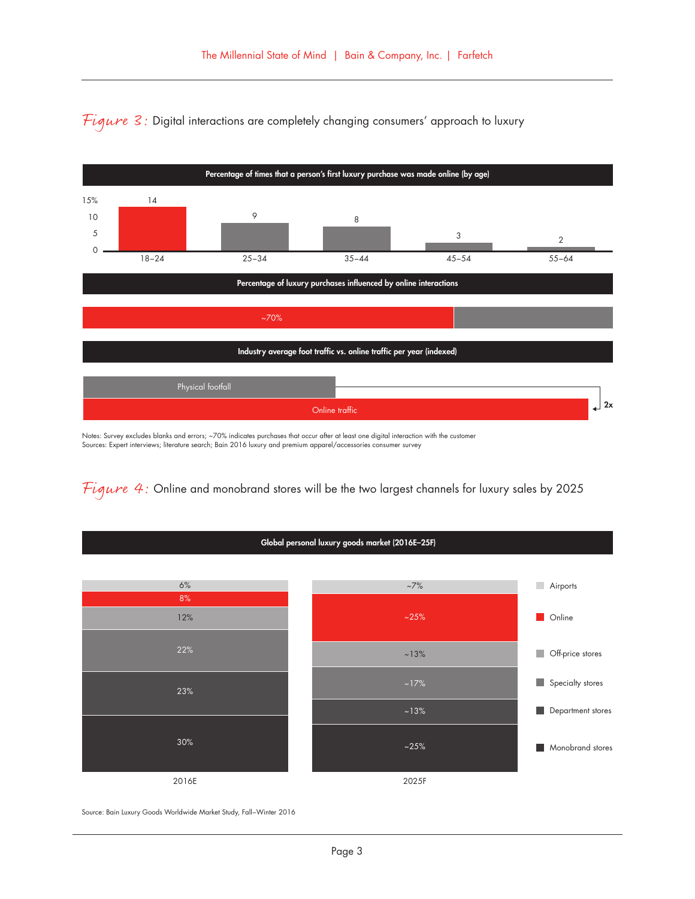*Figure 3:* Digital interactions are completely changing consumers' approach to luxury

**Percentage of times that a person's first luxury purchase was made online (by age)**

| Age | % |
|---|---|
| 18–24 | 14 |
| 25–34 | 9 |
| 35–44 | 8 |
| 45–54 | 3 |
| 55–64 | 2 |

**Percentage of luxury purchases influenced by online interactions**

~70%

**Industry average foot traffic vs. online traffic per year (indexed)**

Physical footfall

Online traffic

2x

Notes: Survey excludes blanks and errors; ~70% indicates purchases that occur after at least one digital interaction with the customer
Sources: Expert interviews; literature search; Bain 2016 luxury and premium apparel/accessories consumer survey

*Figure 4:* Online and monobrand stores will be the two largest channels for luxury sales by 2025

**Global personal luxury goods market (2016E–25F)**

| Channel | 2016E | 2025F |
|---|---|---|
| Airports | 6% | ~7% |
| Online | 8% | ~25% |
| Off-price stores | 12% | ~13% |
| Specialty stores | 22% | ~17% |
| Department stores | 23% | ~13% |
| Monobrand stores | 30% | ~25% |

Source: Bain Luxury Goods Worldwide Market Study, Fall–Winter 2016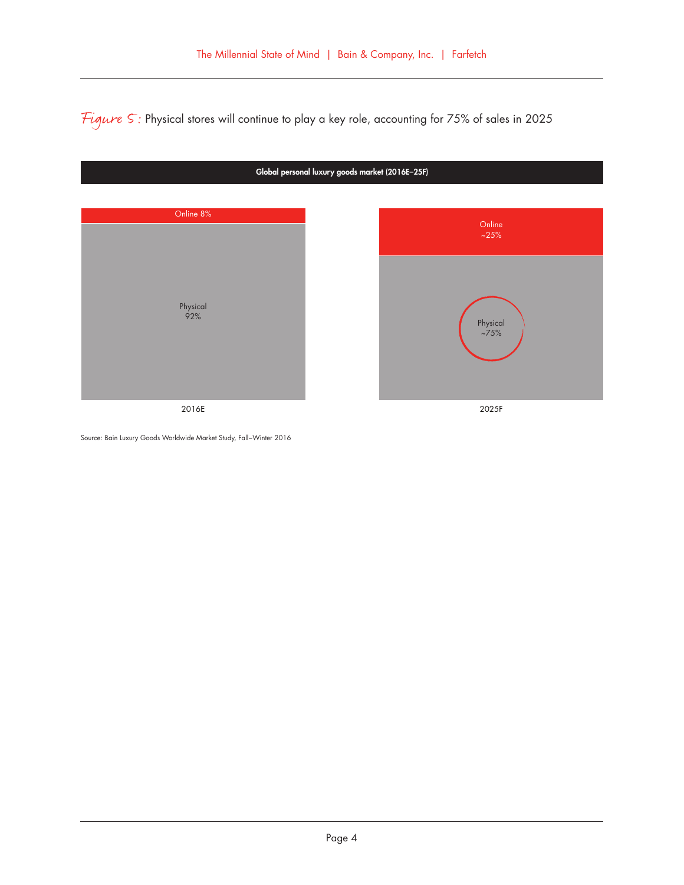*Figure 5:* Physical stores will continue to play a key role, accounting for 75% of sales in 2025

**Global personal luxury goods market (2016E–25F)**

| | 2016E | 2025F |
|---|---|---|
| Online | 8% | ~25% |
| Physical | 92% | ~75% |

Source: Bain Luxury Goods Worldwide Market Study, Fall–Winter 2016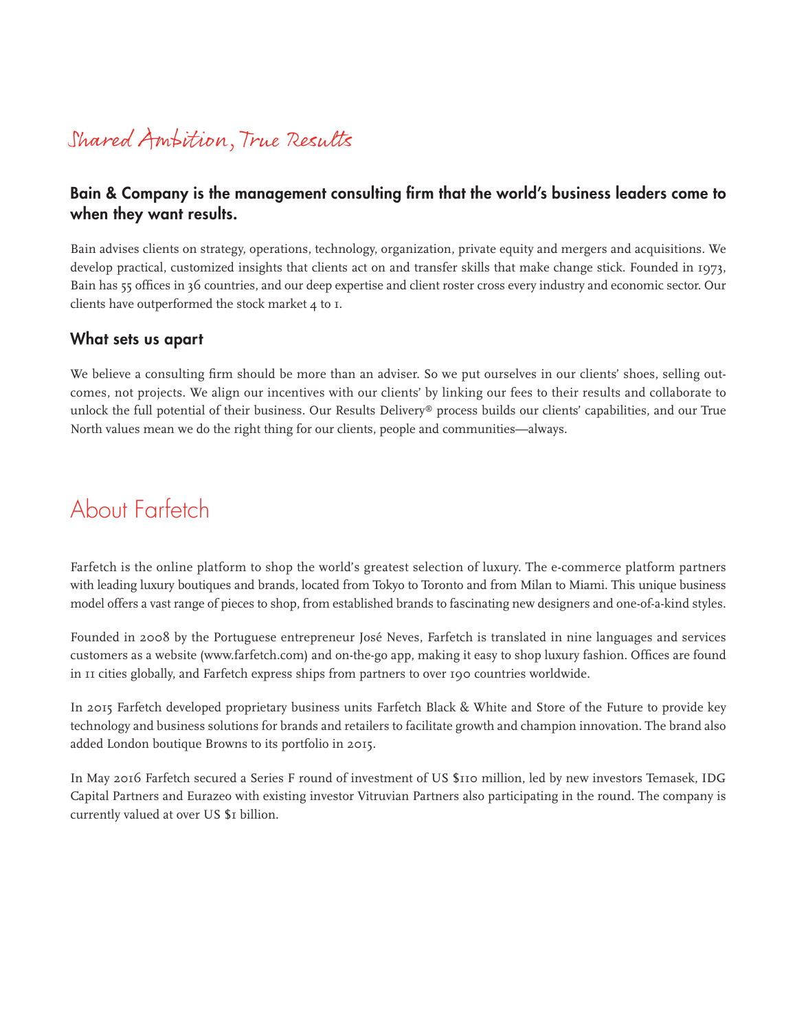## Shared Ambition, True Results

**Bain & Company is the management consulting firm that the world's business leaders come to when they want results.**

Bain advises clients on strategy, operations, technology, organization, private equity and mergers and acquisitions. We develop practical, customized insights that clients act on and transfer skills that make change stick. Founded in 1973, Bain has 55 offices in 36 countries, and our deep expertise and client roster cross every industry and economic sector. Our clients have outperformed the stock market 4 to 1.

### What sets us apart

We believe a consulting firm should be more than an adviser. So we put ourselves in our clients' shoes, selling outcomes, not projects. We align our incentives with our clients' by linking our fees to their results and collaborate to unlock the full potential of their business. Our Results Delivery® process builds our clients' capabilities, and our True North values mean we do the right thing for our clients, people and communities—always.

## About Farfetch

Farfetch is the online platform to shop the world's greatest selection of luxury. The e-commerce platform partners with leading luxury boutiques and brands, located from Tokyo to Toronto and from Milan to Miami. This unique business model offers a vast range of pieces to shop, from established brands to fascinating new designers and one-of-a-kind styles.

Founded in 2008 by the Portuguese entrepreneur José Neves, Farfetch is translated in nine languages and services customers as a website (www.farfetch.com) and on-the-go app, making it easy to shop luxury fashion. Offices are found in 11 cities globally, and Farfetch express ships from partners to over 190 countries worldwide.

In 2015 Farfetch developed proprietary business units Farfetch Black & White and Store of the Future to provide key technology and business solutions for brands and retailers to facilitate growth and champion innovation. The brand also added London boutique Browns to its portfolio in 2015.

In May 2016 Farfetch secured a Series F round of investment of US $110 million, led by new investors Temasek, IDG Capital Partners and Eurazeo with existing investor Vitruvian Partners also participating in the round. The company is currently valued at over US $1 billion.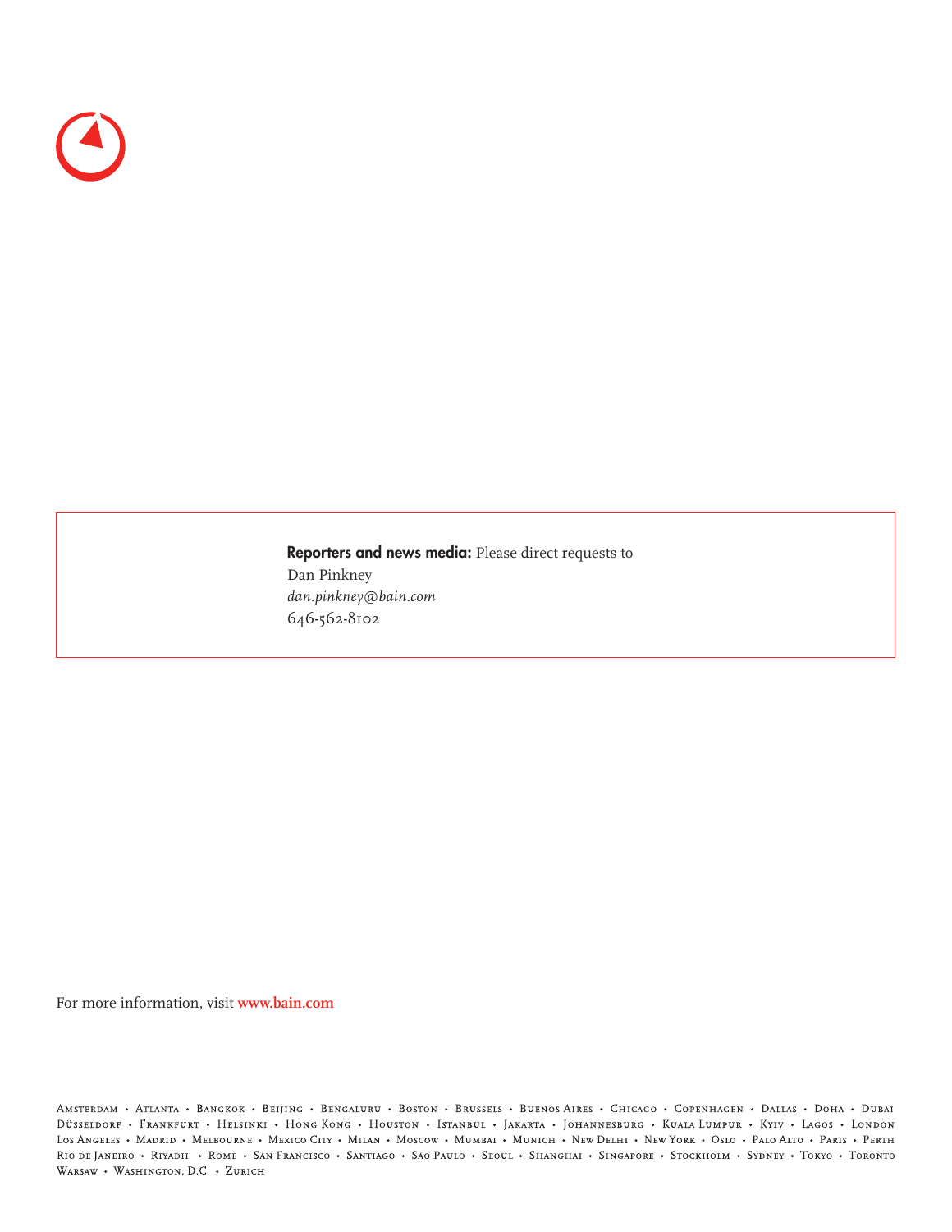**Reporters and news media:** Please direct requests to
Dan Pinkney
*dan.pinkney@bain.com*
646-562-8102

For more information, visit **www.bain.com**

Amsterdam • Atlanta • Bangkok • Beijing • Bengaluru • Boston • Brussels • Buenos Aires • Chicago • Copenhagen • Dallas • Doha • Dubai Düsseldorf • Frankfurt • Helsinki • Hong Kong • Houston • Istanbul • Jakarta • Johannesburg • Kuala Lumpur • Kyiv • Lagos • London Los Angeles • Madrid • Melbourne • Mexico City • Milan • Moscow • Mumbai • Munich • New Delhi • New York • Oslo • Palo Alto • Paris • Perth Rio de Janeiro • Riyadh • Rome • San Francisco • Santiago • São Paulo • Seoul • Shanghai • Singapore • Stockholm • Sydney • Tokyo • Toronto Warsaw • Washington, D.C. • Zurich